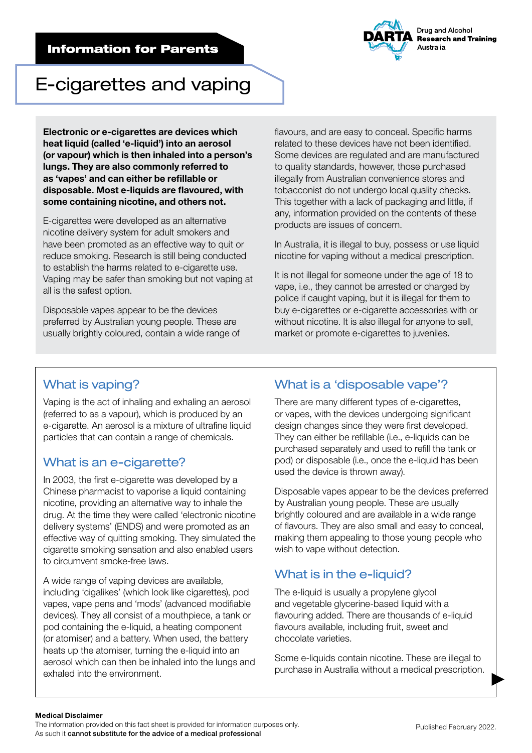Information for Parents

# E-cigarettes and vaping

**Electronic or e-cigarettes are devices which heat liquid (called 'e-liquid') into an aerosol (or vapour) which is then inhaled into a person's lungs. They are also commonly referred to as 'vapes' and can either be refillable or disposable. Most e-liquids are flavoured, with some containing nicotine, and others not.**

E-cigarettes were developed as an alternative nicotine delivery system for adult smokers and have been promoted as an effective way to quit or reduce smoking. Research is still being conducted to establish the harms related to e-cigarette use. Vaping may be safer than smoking but not vaping at all is the safest option.

Disposable vapes appear to be the devices preferred by Australian young people. These are usually brightly coloured, contain a wide range of flavours, and are easy to conceal. Specific harms related to these devices have not been identified. Some devices are regulated and are manufactured to quality standards, however, those purchased illegally from Australian convenience stores and tobacconist do not undergo local quality checks. This together with a lack of packaging and little, if any, information provided on the contents of these products are issues of concern.

In Australia, it is illegal to buy, possess or use liquid nicotine for vaping without a medical prescription.

It is not illegal for someone under the age of 18 to vape, i.e., they cannot be arrested or charged by police if caught vaping, but it is illegal for them to buy e-cigarettes or e-cigarette accessories with or without nicotine. It is also illegal for anyone to sell, market or promote e-cigarettes to juveniles.

## What is vaping?

Vaping is the act of inhaling and exhaling an aerosol (referred to as a vapour), which is produced by an e-cigarette. An aerosol is a mixture of ultrafine liquid particles that can contain a range of chemicals.

## What is an e-cigarette?

In 2003, the first e-cigarette was developed by a Chinese pharmacist to vaporise a liquid containing nicotine, providing an alternative way to inhale the drug. At the time they were called 'electronic nicotine delivery systems' (ENDS) and were promoted as an effective way of quitting smoking. They simulated the cigarette smoking sensation and also enabled users to circumvent smoke-free laws.

A wide range of vaping devices are available, including 'cigalikes' (which look like cigarettes), pod vapes, vape pens and 'mods' (advanced modifiable devices). They all consist of a mouthpiece, a tank or pod containing the e-liquid, a heating component (or atomiser) and a battery. When used, the battery heats up the atomiser, turning the e-liquid into an aerosol which can then be inhaled into the lungs and exhaled into the environment.

## What is a 'disposable vape'?

There are many different types of e-cigarettes, or vapes, with the devices undergoing significant design changes since they were first developed. They can either be refillable (i.e., e-liquids can be purchased separately and used to refill the tank or pod) or disposable (i.e., once the e-liquid has been used the device is thrown away).

Disposable vapes appear to be the devices preferred by Australian young people. These are usually brightly coloured and are available in a wide range of flavours. They are also small and easy to conceal, making them appealing to those young people who wish to vape without detection.

## What is in the e-liquid?

The e-liquid is usually a propylene glycol and vegetable glycerine-based liquid with a flavouring added. There are thousands of e-liquid flavours available, including fruit, sweet and chocolate varieties.

Some e-liquids contain nicotine. These are illegal to purchase in Australia without a medical prescription.

**Medical Disclaimer**
The information provided on this fact sheet is provided for information purposes only. As such it **cannot substitute for the advice of a medical professional**

Published February 2022.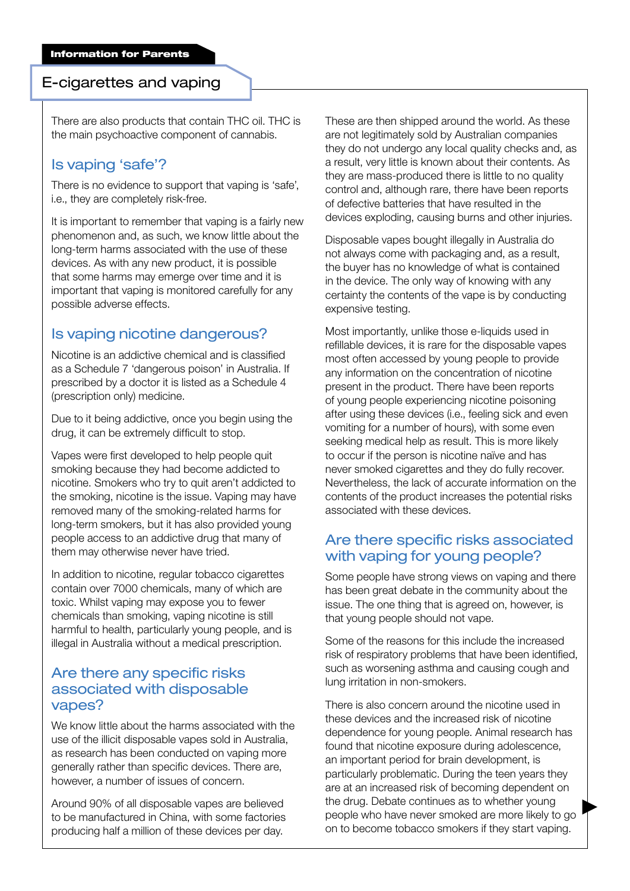There are also products that contain THC oil. THC is the main psychoactive component of cannabis.

## Is vaping 'safe'?

There is no evidence to support that vaping is 'safe', i.e., they are completely risk-free.

It is important to remember that vaping is a fairly new phenomenon and, as such, we know little about the long-term harms associated with the use of these devices. As with any new product, it is possible that some harms may emerge over time and it is important that vaping is monitored carefully for any possible adverse effects.

## Is vaping nicotine dangerous?

Nicotine is an addictive chemical and is classified as a Schedule 7 'dangerous poison' in Australia. If prescribed by a doctor it is listed as a Schedule 4 (prescription only) medicine.

Due to it being addictive, once you begin using the drug, it can be extremely difficult to stop.

Vapes were first developed to help people quit smoking because they had become addicted to nicotine. Smokers who try to quit aren't addicted to the smoking, nicotine is the issue. Vaping may have removed many of the smoking-related harms for long-term smokers, but it has also provided young people access to an addictive drug that many of them may otherwise never have tried.

In addition to nicotine, regular tobacco cigarettes contain over 7000 chemicals, many of which are toxic. Whilst vaping may expose you to fewer chemicals than smoking, vaping nicotine is still harmful to health, particularly young people, and is illegal in Australia without a medical prescription.

## Are there any specific risks associated with disposable vapes?

We know little about the harms associated with the use of the illicit disposable vapes sold in Australia, as research has been conducted on vaping more generally rather than specific devices. There are, however, a number of issues of concern.

Around 90% of all disposable vapes are believed to be manufactured in China, with some factories producing half a million of these devices per day. These are then shipped around the world. As these are not legitimately sold by Australian companies they do not undergo any local quality checks and, as a result, very little is known about their contents. As they are mass-produced there is little to no quality control and, although rare, there have been reports of defective batteries that have resulted in the devices exploding, causing burns and other injuries.

Disposable vapes bought illegally in Australia do not always come with packaging and, as a result, the buyer has no knowledge of what is contained in the device. The only way of knowing with any certainty the contents of the vape is by conducting expensive testing.

Most importantly, unlike those e-liquids used in refillable devices, it is rare for the disposable vapes most often accessed by young people to provide any information on the concentration of nicotine present in the product. There have been reports of young people experiencing nicotine poisoning after using these devices (i.e., feeling sick and even vomiting for a number of hours), with some even seeking medical help as result. This is more likely to occur if the person is nicotine naïve and has never smoked cigarettes and they do fully recover. Nevertheless, the lack of accurate information on the contents of the product increases the potential risks associated with these devices.

## Are there specific risks associated with vaping for young people?

Some people have strong views on vaping and there has been great debate in the community about the issue. The one thing that is agreed on, however, is that young people should not vape.

Some of the reasons for this include the increased risk of respiratory problems that have been identified, such as worsening asthma and causing cough and lung irritation in non-smokers.

There is also concern around the nicotine used in these devices and the increased risk of nicotine dependence for young people. Animal research has found that nicotine exposure during adolescence, an important period for brain development, is particularly problematic. During the teen years they are at an increased risk of becoming dependent on the drug. Debate continues as to whether young people who have never smoked are more likely to go on to become tobacco smokers if they start vaping.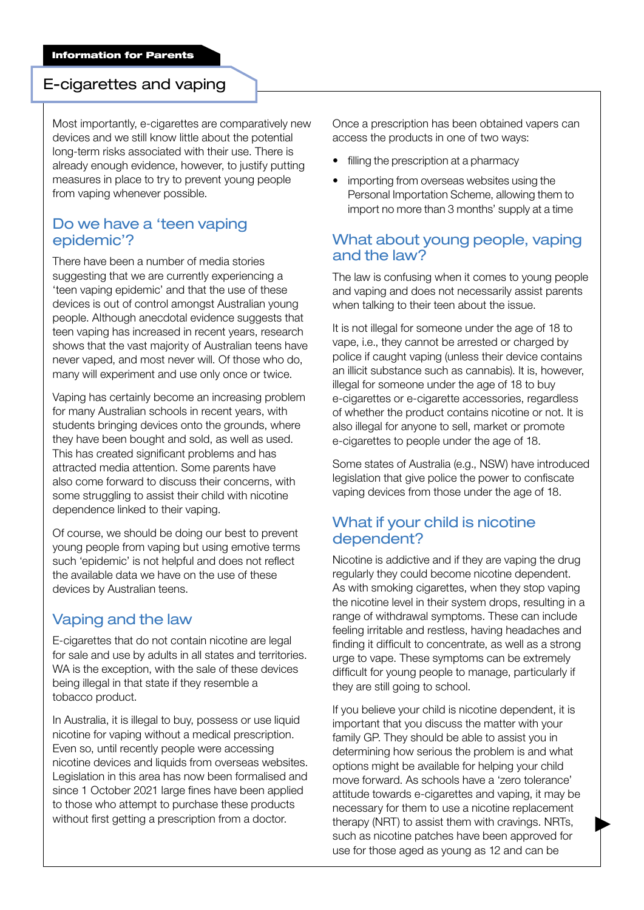Most importantly, e-cigarettes are comparatively new devices and we still know little about the potential long-term risks associated with their use. There is already enough evidence, however, to justify putting measures in place to try to prevent young people from vaping whenever possible.

## Do we have a 'teen vaping epidemic'?

There have been a number of media stories suggesting that we are currently experiencing a 'teen vaping epidemic' and that the use of these devices is out of control amongst Australian young people. Although anecdotal evidence suggests that teen vaping has increased in recent years, research shows that the vast majority of Australian teens have never vaped, and most never will. Of those who do, many will experiment and use only once or twice.

Vaping has certainly become an increasing problem for many Australian schools in recent years, with students bringing devices onto the grounds, where they have been bought and sold, as well as used. This has created significant problems and has attracted media attention. Some parents have also come forward to discuss their concerns, with some struggling to assist their child with nicotine dependence linked to their vaping.

Of course, we should be doing our best to prevent young people from vaping but using emotive terms such 'epidemic' is not helpful and does not reflect the available data we have on the use of these devices by Australian teens.

## Vaping and the law

E-cigarettes that do not contain nicotine are legal for sale and use by adults in all states and territories. WA is the exception, with the sale of these devices being illegal in that state if they resemble a tobacco product.

In Australia, it is illegal to buy, possess or use liquid nicotine for vaping without a medical prescription. Even so, until recently people were accessing nicotine devices and liquids from overseas websites. Legislation in this area has now been formalised and since 1 October 2021 large fines have been applied to those who attempt to purchase these products without first getting a prescription from a doctor.

Once a prescription has been obtained vapers can access the products in one of two ways:

- filling the prescription at a pharmacy
- importing from overseas websites using the Personal Importation Scheme, allowing them to import no more than 3 months' supply at a time

## What about young people, vaping and the law?

The law is confusing when it comes to young people and vaping and does not necessarily assist parents when talking to their teen about the issue.

It is not illegal for someone under the age of 18 to vape, i.e., they cannot be arrested or charged by police if caught vaping (unless their device contains an illicit substance such as cannabis). It is, however, illegal for someone under the age of 18 to buy e-cigarettes or e-cigarette accessories, regardless of whether the product contains nicotine or not. It is also illegal for anyone to sell, market or promote e-cigarettes to people under the age of 18.

Some states of Australia (e.g., NSW) have introduced legislation that give police the power to confiscate vaping devices from those under the age of 18.

## What if your child is nicotine dependent?

Nicotine is addictive and if they are vaping the drug regularly they could become nicotine dependent. As with smoking cigarettes, when they stop vaping the nicotine level in their system drops, resulting in a range of withdrawal symptoms. These can include feeling irritable and restless, having headaches and finding it difficult to concentrate, as well as a strong urge to vape. These symptoms can be extremely difficult for young people to manage, particularly if they are still going to school.

If you believe your child is nicotine dependent, it is important that you discuss the matter with your family GP. They should be able to assist you in determining how serious the problem is and what options might be available for helping your child move forward. As schools have a 'zero tolerance' attitude towards e-cigarettes and vaping, it may be necessary for them to use a nicotine replacement therapy (NRT) to assist them with cravings. NRTs, such as nicotine patches have been approved for use for those aged as young as 12 and can be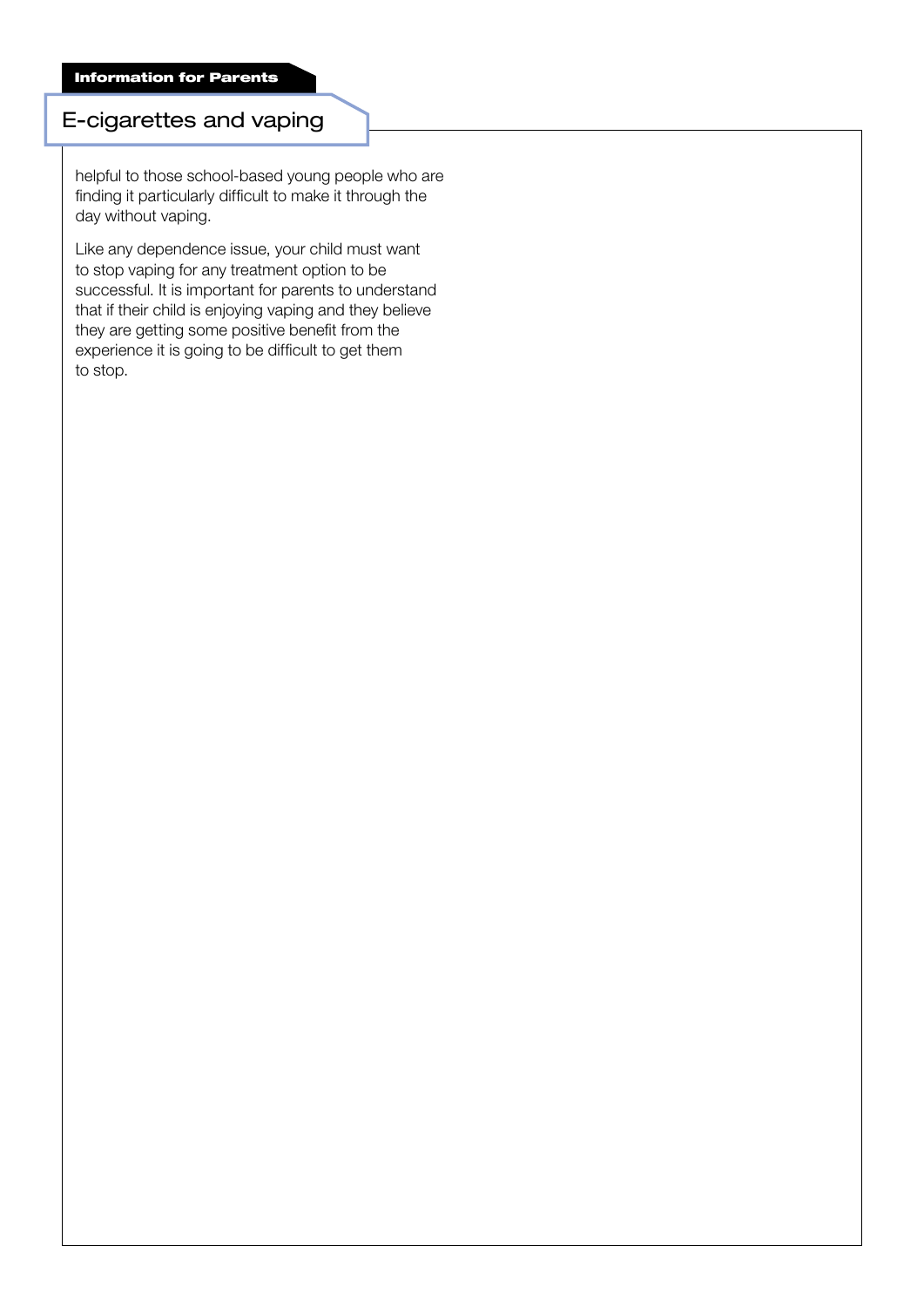helpful to those school-based young people who are finding it particularly difficult to make it through the day without vaping.

Like any dependence issue, your child must want to stop vaping for any treatment option to be successful. It is important for parents to understand that if their child is enjoying vaping and they believe they are getting some positive benefit from the experience it is going to be difficult to get them to stop.